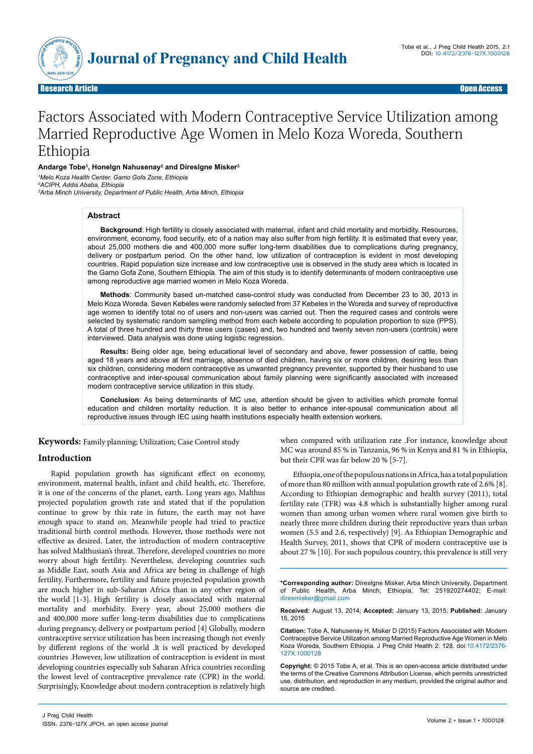Research Article | Open Access

# Factors Associated with Modern Contraceptive Service Utilization among Married Reproductive Age Women in Melo Koza Woreda, Southern Ethiopia

**Andarge Tobe[1], Honelgn Nahusenay[2] and Direslgne Misker[3]**

[1]*Melo Koza Health Center, Gamo Gofa Zone, Ethiopia*
[2]*ACIPH, Addis Ababa, Ethiopia*
[3]*Arba Minch University, Department of Public Health, Arba Minch, Ethiopia*

## Abstract

**Background**: High fertility is closely associated with maternal, infant and child mortality and morbidity. Resources, environment, economy, food security, etc of a nation may also suffer from high fertility. It is estimated that every year, about 25,000 mothers die and 400,000 more suffer long-term disabilities due to complications during pregnancy, delivery or postpartum period. On the other hand, low utilization of contraception is evident in most developing countries. Rapid population size increase and low contraceptive use is observed in the study area which is located in the Gamo Gofa Zone, Southern Ethiopia. The aim of this study is to identify determinants of modern contraceptive use among reproductive age married women in Melo Koza Woreda.

**Methods**: Community based un-matched case-control study was conducted from December 23 to 30, 2013 in Melo Koza Woreda. Seven Kebeles were randomly selected from 37 Kebeles in the Woreda and survey of reproductive age women to identify total no of users and non-users was carried out. Then the required cases and controls were selected by systematic random sampling method from each kebele according to population proportion to size (PPS). A total of three hundred and thirty three users (cases) and, two hundred and twenty seven non-users (controls) were interviewed. Data analysis was done using logistic regression.

**Results:** Being older age, being educational level of secondary and above, fewer possession of cattle, being aged 18 years and above at first marriage, absence of died children, having six or more children, desiring less than six children, considering modern contraceptive as unwanted pregnancy preventer, supported by their husband to use contraceptive and inter-spousal communication about family planning were significantly associated with increased modern contraceptive service utilization in this study.

**Conclusion**: As being determinants of MC use, attention should be given to activities which promote formal education and children mortality reduction. It is also better to enhance inter-spousal communication about all reproductive issues through IEC using health institutions especially health extension workers.

**Keywords:** Family planning; Utilization; Case Control study

## Introduction

Rapid population growth has significant effect on economy, environment, maternal health, infant and child health, etc. Therefore, it is one of the concerns of the planet, earth. Long years ago, Malthus projected population growth rate and stated that if the population continue to grow by this rate in future, the earth may not have enough space to stand on. Meanwhile people had tried to practice traditional birth control methods. However, those methods were not effective as desired. Later, the introduction of modern contraceptive has solved Malthusian's threat. Therefore, developed countries no more worry about high fertility. Nevertheless, developing countries such as Middle East, south Asia and Africa are being in challenge of high fertility. Furthermore, fertility and future projected population growth are much higher in sub-Saharan Africa than in any other region of the world [1-3]. High fertility is closely associated with maternal mortality and morbidity. Every year, about 25,000 mothers die and 400,000 more suffer long-term disabilities due to complications during pregnancy, delivery or postpartum period [4] Globally, modern contraceptive service utilization has been increasing though not evenly by different regions of the world .It is well practiced by developed countries .However, low utilization of contraception is evident in most developing countries especially sub Saharan Africa countries recording the lowest level of contraceptive prevalence rate (CPR) in the world. Surprisingly, Knowledge about modern contraception is relatively high when compared with utilization rate .For instance, knowledge about MC was around 85 % in Tanzania, 96 % in Kenya and 81 % in Ethiopia, but their CPR was far below 20 % [5-7].

Ethiopia, one of the populous nations in Africa, has a total population of more than 80 million with annual population growth rate of 2.6% [8]. According to Ethiopian demographic and health survey (2011), total fertility rate (TFR) was 4.8 which is substantially higher among rural women than among urban women where rural women give birth to nearly three more children during their reproductive years than urban women (5.5 and 2.6, respectively) [9]. As Ethiopian Demographic and Health Survey, 2011, shows that CPR of modern contraceptive use is about 27 % [10]. For such populous country, this prevalence is still very

**\*Corresponding author:** Direslgne Misker, Arba Minch University, Department of Public Health, Arba Minch, Ethiopia, Tel: 251920274402; E-mail: diresmisker@gmail.com

**Received:** August 13, 2014; **Accepted:** January 13, 2015; **Published:** January 15, 2015

**Citation:** Tobe A, Nahusenay H, Misker D (2015) Factors Associated with Modern Contraceptive Service Utilization among Married Reproductive Age Women in Melo Koza Woreda, Southern Ethiopia. J Preg Child Health 2: 128. doi:10.4172/2376-127X.1000128

**Copyright:** © 2015 Tobe A, et al. This is an open-access article distributed under the terms of the Creative Commons Attribution License, which permits unrestricted use, distribution, and reproduction in any medium, provided the original author and source are credited.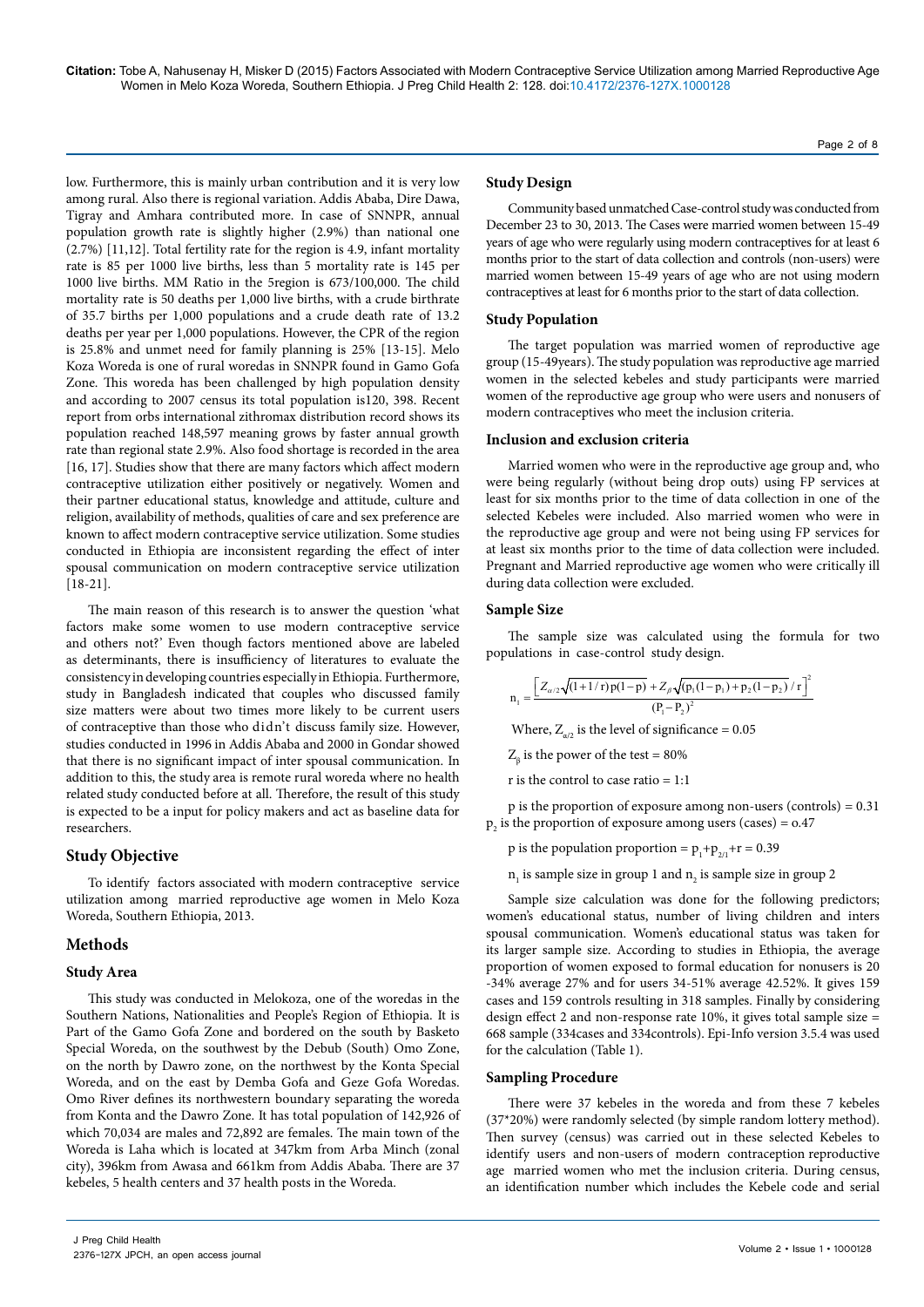low. Furthermore, this is mainly urban contribution and it is very low among rural. Also there is regional variation. Addis Ababa, Dire Dawa, Tigray and Amhara contributed more. In case of SNNPR, annual population growth rate is slightly higher (2.9%) than national one (2.7%) [11,12]. Total fertility rate for the region is 4.9, infant mortality rate is 85 per 1000 live births, less than 5 mortality rate is 145 per 1000 live births. MM Ratio in the 5region is 673/100,000. The child mortality rate is 50 deaths per 1,000 live births, with a crude birthrate of 35.7 births per 1,000 populations and a crude death rate of 13.2 deaths per year per 1,000 populations. However, the CPR of the region is 25.8% and unmet need for family planning is 25% [13-15]. Melo Koza Woreda is one of rural woredas in SNNPR found in Gamo Gofa Zone. This woreda has been challenged by high population density and according to 2007 census its total population is120, 398. Recent report from orbs international zithromax distribution record shows its population reached 148,597 meaning grows by faster annual growth rate than regional state 2.9%. Also food shortage is recorded in the area [16, 17]. Studies show that there are many factors which affect modern contraceptive utilization either positively or negatively. Women and their partner educational status, knowledge and attitude, culture and religion, availability of methods, qualities of care and sex preference are known to affect modern contraceptive service utilization. Some studies conducted in Ethiopia are inconsistent regarding the effect of inter spousal communication on modern contraceptive service utilization [18-21].

The main reason of this research is to answer the question 'what factors make some women to use modern contraceptive service and others not?' Even though factors mentioned above are labeled as determinants, there is insufficiency of literatures to evaluate the consistency in developing countries especially in Ethiopia. Furthermore, study in Bangladesh indicated that couples who discussed family size matters were about two times more likely to be current users of contraceptive than those who didn't discuss family size. However, studies conducted in 1996 in Addis Ababa and 2000 in Gondar showed that there is no significant impact of inter spousal communication. In addition to this, the study area is remote rural woreda where no health related study conducted before at all. Therefore, the result of this study is expected to be a input for policy makers and act as baseline data for researchers.

## Study Objective

To identify factors associated with modern contraceptive service utilization among married reproductive age women in Melo Koza Woreda, Southern Ethiopia, 2013.

## Methods

### Study Area

This study was conducted in Melokoza, one of the woredas in the Southern Nations, Nationalities and People's Region of Ethiopia. It is Part of the Gamo Gofa Zone and bordered on the south by Basketo Special Woreda, on the southwest by the Debub (South) Omo Zone, on the north by Dawro zone, on the northwest by the Konta Special Woreda, and on the east by Demba Gofa and Geze Gofa Woredas. Omo River defines its northwestern boundary separating the woreda from Konta and the Dawro Zone. It has total population of 142,926 of which 70,034 are males and 72,892 are females. The main town of the Woreda is Laha which is located at 347km from Arba Minch (zonal city), 396km from Awasa and 661km from Addis Ababa. There are 37 kebeles, 5 health centers and 37 health posts in the Woreda.

### Study Design

Community based unmatched Case-control study was conducted from December 23 to 30, 2013. The Cases were married women between 15-49 years of age who were regularly using modern contraceptives for at least 6 months prior to the start of data collection and controls (non-users) were married women between 15-49 years of age who are not using modern contraceptives at least for 6 months prior to the start of data collection.

### Study Population

The target population was married women of reproductive age group (15-49years). The study population was reproductive age married women in the selected kebeles and study participants were married women of the reproductive age group who were users and nonusers of modern contraceptives who meet the inclusion criteria.

### Inclusion and exclusion criteria

Married women who were in the reproductive age group and, who were being regularly (without being drop outs) using FP services at least for six months prior to the time of data collection in one of the selected Kebeles were included. Also married women who were in the reproductive age group and were not being using FP services for at least six months prior to the time of data collection were included. Pregnant and Married reproductive age women who were critically ill during data collection were excluded.

### Sample Size

The sample size was calculated using the formula for two populations in case-control study design.

$$n_1 = \frac{\left[Z_{\alpha/2}\sqrt{(1+1/r)p(1-p)} + Z_{\beta}\sqrt{(p_1(1-p_1)+p_2(1-p_2))/r}\right]^2}{(P_1-P_2)^2}$$

Where, $Z_{\alpha/2}$ is the level of significance = 0.05

$Z_{\beta}$ is the power of the test = 80%

r is the control to case ratio = 1:1

p is the proportion of exposure among non-users (controls) = 0.31 $p_2$ is the proportion of exposure among users (cases) = o.47

p is the population proportion = $p_1$+$p_{2/1}$+r = 0.39

$n_1$ is sample size in group 1 and $n_2$ is sample size in group 2

Sample size calculation was done for the following predictors; women's educational status, number of living children and inters spousal communication. Women's educational status was taken for its larger sample size. According to studies in Ethiopia, the average proportion of women exposed to formal education for nonusers is 20 -34% average 27% and for users 34-51% average 42.52%. It gives 159 cases and 159 controls resulting in 318 samples. Finally by considering design effect 2 and non-response rate 10%, it gives total sample size = 668 sample (334cases and 334controls). Epi-Info version 3.5.4 was used for the calculation (Table 1).

### Sampling Procedure

There were 37 kebeles in the woreda and from these 7 kebeles (37*20%) were randomly selected (by simple random lottery method). Then survey (census) was carried out in these selected Kebeles to identify users and non-users of modern contraception reproductive age married women who met the inclusion criteria. During census, an identification number which includes the Kebele code and serial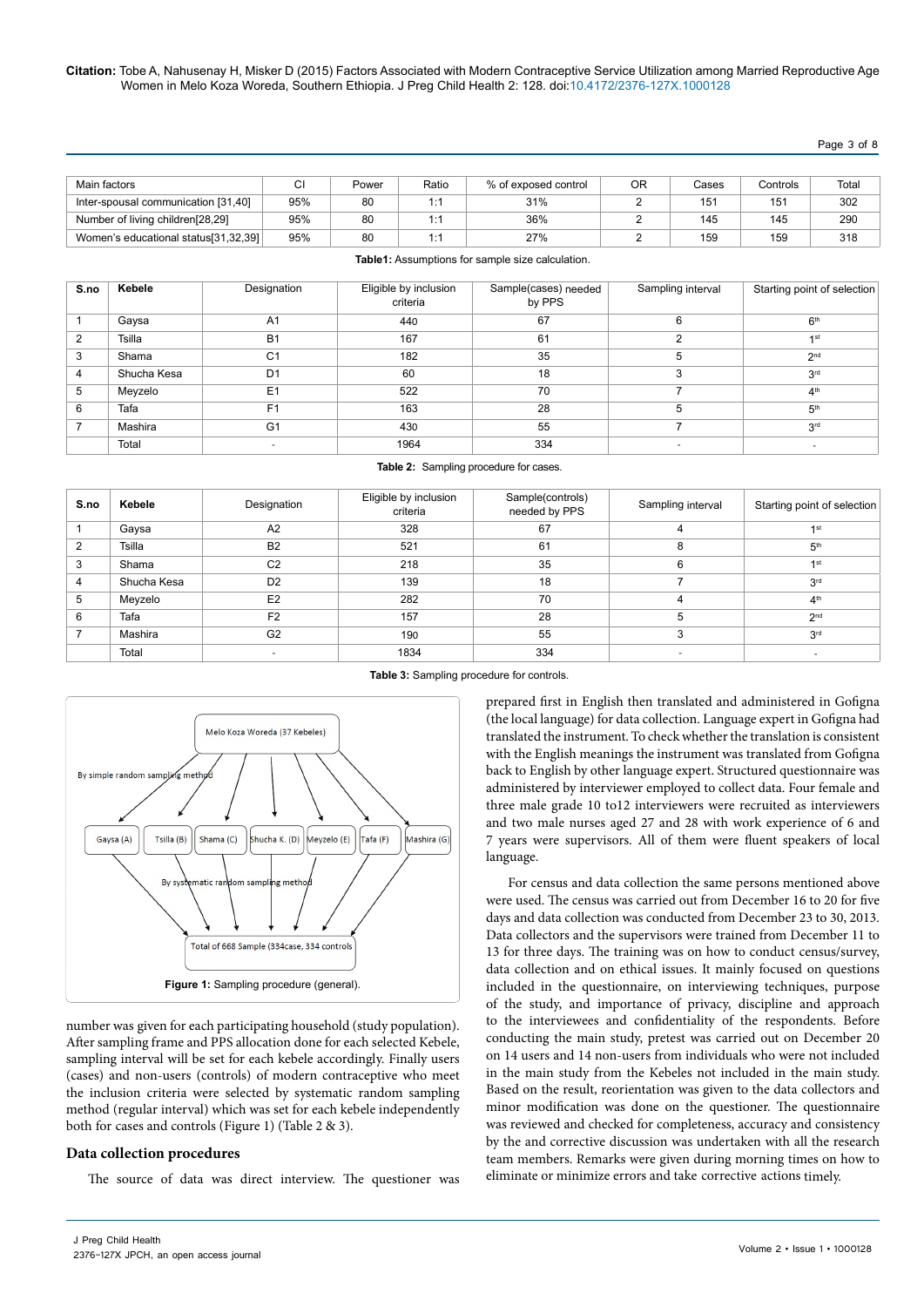| Main factors | CI | Power | Ratio | % of exposed control | OR | Cases | Controls | Total |
|---|---|---|---|---|---|---|---|---|
| Inter-spousal communication [31,40] | 95% | 80 | 1:1 | 31% | 2 | 151 | 151 | 302 |
| Number of living children[28,29] | 95% | 80 | 1:1 | 36% | 2 | 145 | 145 | 290 |
| Women's educational status[31,32,39] | 95% | 80 | 1:1 | 27% | 2 | 159 | 159 | 318 |

**Table1:** Assumptions for sample size calculation.

| S.no | Kebele | Designation | Eligible by inclusion criteria | Sample(cases) needed by PPS | Sampling interval | Starting point of selection |
|---|---|---|---|---|---|---|
| 1 | Gaysa | A1 | 440 | 67 | 6 | 6th |
| 2 | Tsilla | B1 | 167 | 61 | 2 | 1st |
| 3 | Shama | C1 | 182 | 35 | 5 | 2nd |
| 4 | Shucha Kesa | D1 | 60 | 18 | 3 | 3rd |
| 5 | Meyzelo | E1 | 522 | 70 | 7 | 4th |
| 6 | Tafa | F1 | 163 | 28 | 5 | 5th |
| 7 | Mashira | G1 | 430 | 55 | 7 | 3rd |
| | Total | - | 1964 | 334 | - | - |

**Table 2:** Sampling procedure for cases.

| S.no | Kebele | Designation | Eligible by inclusion criteria | Sample(controls) needed by PPS | Sampling interval | Starting point of selection |
|---|---|---|---|---|---|---|
| 1 | Gaysa | A2 | 328 | 67 | 4 | 1st |
| 2 | Tsilla | B2 | 521 | 61 | 8 | 5th |
| 3 | Shama | C2 | 218 | 35 | 6 | 1st |
| 4 | Shucha Kesa | D2 | 139 | 18 | 7 | 3rd |
| 5 | Meyzelo | E2 | 282 | 70 | 4 | 4th |
| 6 | Tafa | F2 | 157 | 28 | 5 | 2nd |
| 7 | Mashira | G2 | 190 | 55 | 3 | 3rd |
| | Total | - | 1834 | 334 | - | - |

**Table 3:** Sampling procedure for controls.

Melo Koza Woreda (37 Kebeles)

By simple random sampling method

Gaysa (A) | Tsilla (B) | Shama (C) | Shucha K. (D) | Meyzelo (E) | Tafa (F) | Mashira (G)

By systematic random sampling method

Total of 668 Sample (334case, 334 controls)

**Figure 1:** Sampling procedure (general).

number was given for each participating household (study population). After sampling frame and PPS allocation done for each selected Kebele, sampling interval will be set for each kebele accordingly. Finally users (cases) and non-users (controls) of modern contraceptive who meet the inclusion criteria were selected by systematic random sampling method (regular interval) which was set for each kebele independently both for cases and controls (Figure 1) (Table 2 & 3).

## Data collection procedures

The source of data was direct interview. The questioner was prepared first in English then translated and administered in Gofigna (the local language) for data collection. Language expert in Gofigna had translated the instrument. To check whether the translation is consistent with the English meanings the instrument was translated from Gofigna back to English by other language expert. Structured questionnaire was administered by interviewer employed to collect data. Four female and three male grade 10 to12 interviewers were recruited as interviewers and two male nurses aged 27 and 28 with work experience of 6 and 7 years were supervisors. All of them were fluent speakers of local language.

For census and data collection the same persons mentioned above were used. The census was carried out from December 16 to 20 for five days and data collection was conducted from December 23 to 30, 2013. Data collectors and the supervisors were trained from December 11 to 13 for three days. The training was on how to conduct census/survey, data collection and on ethical issues. It mainly focused on questions included in the questionnaire, on interviewing techniques, purpose of the study, and importance of privacy, discipline and approach to the interviewees and confidentiality of the respondents. Before conducting the main study, pretest was carried out on December 20 on 14 users and 14 non-users from individuals who were not included in the main study from the Kebeles not included in the main study. Based on the result, reorientation was given to the data collectors and minor modification was done on the questioner. The questionnaire was reviewed and checked for completeness, accuracy and consistency by the and corrective discussion was undertaken with all the research team members. Remarks were given during morning times on how to eliminate or minimize errors and take corrective actions timely.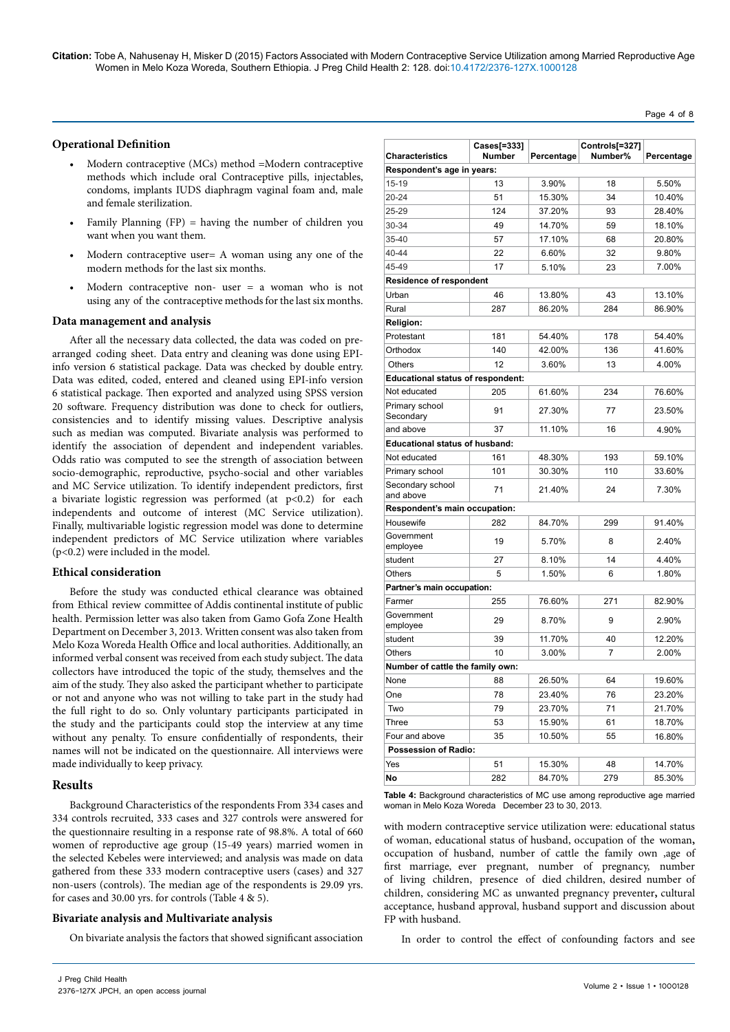## Operational Definition

- Modern contraceptive (MCs) method =Modern contraceptive methods which include oral Contraceptive pills, injectables, condoms, implants IUDS diaphragm vaginal foam and, male and female sterilization.
- Family Planning (FP) = having the number of children you want when you want them.
- Modern contraceptive user= A woman using any one of the modern methods for the last six months.
- Modern contraceptive non- user = a woman who is not using any of the contraceptive methods for the last six months.

## Data management and analysis

After all the necessary data collected, the data was coded on pre-arranged coding sheet. Data entry and cleaning was done using EPI-info version 6 statistical package. Data was checked by double entry. Data was edited, coded, entered and cleaned using EPI-info version 6 statistical package. Then exported and analyzed using SPSS version 20 software. Frequency distribution was done to check for outliers, consistencies and to identify missing values. Descriptive analysis such as median was computed. Bivariate analysis was performed to identify the association of dependent and independent variables. Odds ratio was computed to see the strength of association between socio-demographic, reproductive, psycho-social and other variables and MC Service utilization. To identify independent predictors, first a bivariate logistic regression was performed (at $p<0.2$) for each independents and outcome of interest (MC Service utilization). Finally, multivariable logistic regression model was done to determine independent predictors of MC Service utilization where variables ($p<0.2$) were included in the model.

## Ethical consideration

Before the study was conducted ethical clearance was obtained from Ethical review committee of Addis continental institute of public health. Permission letter was also taken from Gamo Gofa Zone Health Department on December 3, 2013. Written consent was also taken from Melo Koza Woreda Health Office and local authorities. Additionally, an informed verbal consent was received from each study subject. The data collectors have introduced the topic of the study, themselves and the aim of the study. They also asked the participant whether to participate or not and anyone who was not willing to take part in the study had the full right to do so. Only voluntary participants participated in the study and the participants could stop the interview at any time without any penalty. To ensure confidentially of respondents, their names will not be indicated on the questionnaire. All interviews were made individually to keep privacy.

# Results

Background Characteristics of the respondents From 334 cases and 334 controls recruited, 333 cases and 327 controls were answered for the questionnaire resulting in a response rate of 98.8%. A total of 660 women of reproductive age group (15-49 years) married women in the selected Kebeles were interviewed; and analysis was made on data gathered from these 333 modern contraceptive users (cases) and 327 non-users (controls). The median age of the respondents is 29.09 yrs. for cases and 30.00 yrs. for controls (Table 4 & 5).

## Bivariate analysis and Multivariate analysis

On bivariate analysis the factors that showed significant association with modern contraceptive service utilization were: educational status of woman, educational status of husband, occupation of the woman**,** occupation of husband, number of cattle the family own ,age of first marriage, ever pregnant, number of pregnancy, number of living children, presence of died children, desired number of children, considering MC as unwanted pregnancy preventer**,** cultural acceptance, husband approval, husband support and discussion about FP with husband.

In order to control the effect of confounding factors and see

| Characteristics | Cases[=333] Number | Percentage | Controls[=327] Number% | Percentage |
|---|---|---|---|---|
| **Respondent's age in years:** | | | | |
| 15-19 | 13 | 3.90% | 18 | 5.50% |
| 20-24 | 51 | 15.30% | 34 | 10.40% |
| 25-29 | 124 | 37.20% | 93 | 28.40% |
| 30-34 | 49 | 14.70% | 59 | 18.10% |
| 35-40 | 57 | 17.10% | 68 | 20.80% |
| 40-44 | 22 | 6.60% | 32 | 9.80% |
| 45-49 | 17 | 5.10% | 23 | 7.00% |
| **Residence of respondent** | | | | |
| Urban | 46 | 13.80% | 43 | 13.10% |
| Rural | 287 | 86.20% | 284 | 86.90% |
| **Religion:** | | | | |
| Protestant | 181 | 54.40% | 178 | 54.40% |
| Orthodox | 140 | 42.00% | 136 | 41.60% |
| Others | 12 | 3.60% | 13 | 4.00% |
| **Educational status of respondent:** | | | | |
| Not educated | 205 | 61.60% | 234 | 76.60% |
| Primary school Secondary | 91 | 27.30% | 77 | 23.50% |
| and above | 37 | 11.10% | 16 | 4.90% |
| **Educational status of husband:** | | | | |
| Not educated | 161 | 48.30% | 193 | 59.10% |
| Primary school | 101 | 30.30% | 110 | 33.60% |
| Secondary school and above | 71 | 21.40% | 24 | 7.30% |
| **Respondent's main occupation:** | | | | |
| Housewife | 282 | 84.70% | 299 | 91.40% |
| Government employee | 19 | 5.70% | 8 | 2.40% |
| student | 27 | 8.10% | 14 | 4.40% |
| Others | 5 | 1.50% | 6 | 1.80% |
| **Partner's main occupation:** | | | | |
| Farmer | 255 | 76.60% | 271 | 82.90% |
| Government employee | 29 | 8.70% | 9 | 2.90% |
| student | 39 | 11.70% | 40 | 12.20% |
| Others | 10 | 3.00% | 7 | 2.00% |
| **Number of cattle the family own:** | | | | |
| None | 88 | 26.50% | 64 | 19.60% |
| One | 78 | 23.40% | 76 | 23.20% |
| Two | 79 | 23.70% | 71 | 21.70% |
| Three | 53 | 15.90% | 61 | 18.70% |
| Four and above | 35 | 10.50% | 55 | 16.80% |
| **Possession of Radio:** | | | | |
| Yes | 51 | 15.30% | 48 | 14.70% |
| **No** | 282 | 84.70% | 279 | 85.30% |

**Table 4:** Background characteristics of MC use among reproductive age married woman in Melo Koza Woreda December 23 to 30, 2013.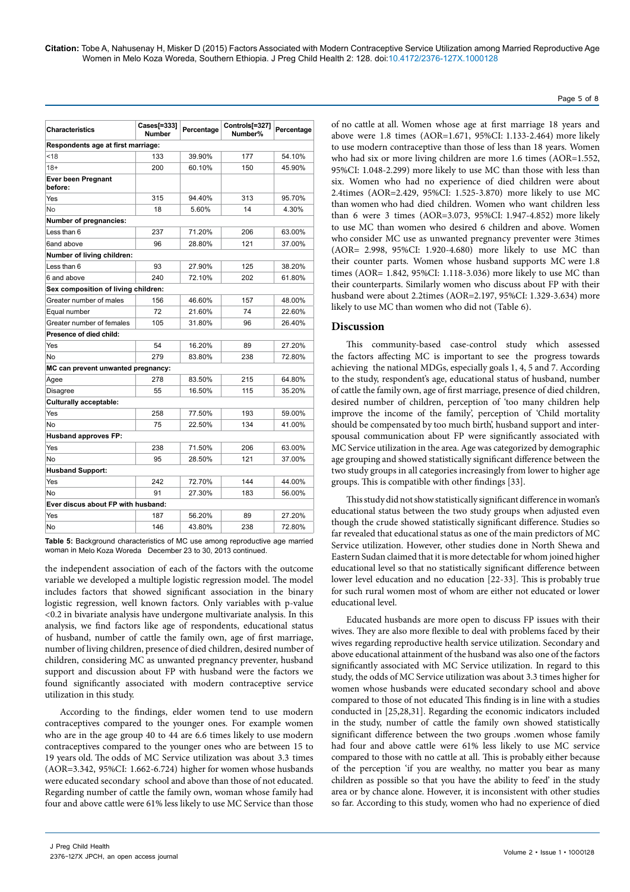| Characteristics | Cases[=333] Number | Percentage | Controls[=327] Number% | Percentage |
|---|---|---|---|---|
| **Respondents age at first marriage:** | | | | |
| <18 | 133 | 39.90% | 177 | 54.10% |
| 18+ | 200 | 60.10% | 150 | 45.90% |
| **Ever been Pregnant before:** | | | | |
| Yes | 315 | 94.40% | 313 | 95.70% |
| No | 18 | 5.60% | 14 | 4.30% |
| **Number of pregnancies:** | | | | |
| Less than 6 | 237 | 71.20% | 206 | 63.00% |
| 6and above | 96 | 28.80% | 121 | 37.00% |
| **Number of living children:** | | | | |
| Less than 6 | 93 | 27.90% | 125 | 38.20% |
| 6 and above | 240 | 72.10% | 202 | 61.80% |
| **Sex composition of living children:** | | | | |
| Greater number of males | 156 | 46.60% | 157 | 48.00% |
| Equal number | 72 | 21.60% | 74 | 22.60% |
| Greater number of females | 105 | 31.80% | 96 | 26.40% |
| **Presence of died child:** | | | | |
| Yes | 54 | 16.20% | 89 | 27.20% |
| No | 279 | 83.80% | 238 | 72.80% |
| **MC can prevent unwanted pregnancy:** | | | | |
| Agee | 278 | 83.50% | 215 | 64.80% |
| Disagree | 55 | 16.50% | 115 | 35.20% |
| **Culturally acceptable:** | | | | |
| Yes | 258 | 77.50% | 193 | 59.00% |
| No | 75 | 22.50% | 134 | 41.00% |
| **Husband approves FP:** | | | | |
| Yes | 238 | 71.50% | 206 | 63.00% |
| No | 95 | 28.50% | 121 | 37.00% |
| **Husband Support:** | | | | |
| Yes | 242 | 72.70% | 144 | 44.00% |
| No | 91 | 27.30% | 183 | 56.00% |
| **Ever discus about FP with husband:** | | | | |
| Yes | 187 | 56.20% | 89 | 27.20% |
| No | 146 | 43.80% | 238 | 72.80% |

**Table 5:** Background characteristics of MC use among reproductive age married woman in Melo Koza Woreda December 23 to 30, 2013 continued.

the independent association of each of the factors with the outcome variable we developed a multiple logistic regression model. The model includes factors that showed significant association in the binary logistic regression, well known factors. Only variables with p-value <0.2 in bivariate analysis have undergone multivariate analysis. In this analysis, we find factors like age of respondents, educational status of husband, number of cattle the family own, age of first marriage, number of living children, presence of died children, desired number of children, considering MC as unwanted pregnancy preventer, husband support and discussion about FP with husband were the factors we found significantly associated with modern contraceptive service utilization in this study.

According to the findings, elder women tend to use modern contraceptives compared to the younger ones. For example women who are in the age group 40 to 44 are 6.6 times likely to use modern contraceptives compared to the younger ones who are between 15 to 19 years old. The odds of MC Service utilization was about 3.3 times (AOR=3.342, 95%CI: 1.662-6.724) higher for women whose husbands were educated secondary school and above than those of not educated. Regarding number of cattle the family own, woman whose family had four and above cattle were 61% less likely to use MC Service than those of no cattle at all. Women whose age at first marriage 18 years and above were 1.8 times (AOR=1.671, 95%CI: 1.133-2.464) more likely to use modern contraceptive than those of less than 18 years. Women who had six or more living children are more 1.6 times (AOR=1.552, 95%CI: 1.048-2.299) more likely to use MC than those with less than six. Women who had no experience of died children were about 2.4times (AOR=2.429, 95%CI: 1.525-3.870) more likely to use MC than women who had died children. Women who want children less than 6 were 3 times (AOR=3.073, 95%CI: 1.947-4.852) more likely to use MC than women who desired 6 children and above. Women who consider MC use as unwanted pregnancy preventer were 3times (AOR= 2.998, 95%CI: 1.920-4.680) more likely to use MC than their counter parts. Women whose husband supports MC were 1.8 times (AOR= 1.842, 95%CI: 1.118-3.036) more likely to use MC than their counterparts. Similarly women who discuss about FP with their husband were about 2.2times (AOR=2.197, 95%CI: 1.329-3.634) more likely to use MC than women who did not (Table 6).

## Discussion

This community-based case-control study which assessed the factors affecting MC is important to see the progress towards achieving the national MDGs, especially goals 1, 4, 5 and 7. According to the study, respondent's age, educational status of husband, number of cattle the family own, age of first marriage, presence of died children, desired number of children, perception of 'too many children help improve the income of the family', perception of 'Child mortality should be compensated by too much birth', husband support and inter-spousal communication about FP were significantly associated with MC Service utilization in the area. Age was categorized by demographic age grouping and showed statistically significant difference between the two study groups in all categories increasingly from lower to higher age groups. This is compatible with other findings [33].

This study did not show statistically significant difference in woman's educational status between the two study groups when adjusted even though the crude showed statistically significant difference. Studies so far revealed that educational status as one of the main predictors of MC Service utilization. However, other studies done in North Shewa and Eastern Sudan claimed that it is more detectable for whom joined higher educational level so that no statistically significant difference between lower level education and no education [22-33]. This is probably true for such rural women most of whom are either not educated or lower educational level.

Educated husbands are more open to discuss FP issues with their wives. They are also more flexible to deal with problems faced by their wives regarding reproductive health service utilization. Secondary and above educational attainment of the husband was also one of the factors significantly associated with MC Service utilization. In regard to this study, the odds of MC Service utilization was about 3.3 times higher for women whose husbands were educated secondary school and above compared to those of not educated This finding is in line with a studies conducted in [25,28,31]. Regarding the economic indicators included in the study, number of cattle the family own showed statistically significant difference between the two groups .women whose family had four and above cattle were 61% less likely to use MC service compared to those with no cattle at all. This is probably either because of the perception 'if you are wealthy, no matter you bear as many children as possible so that you have the ability to feed' in the study area or by chance alone. However, it is inconsistent with other studies so far. According to this study, women who had no experience of died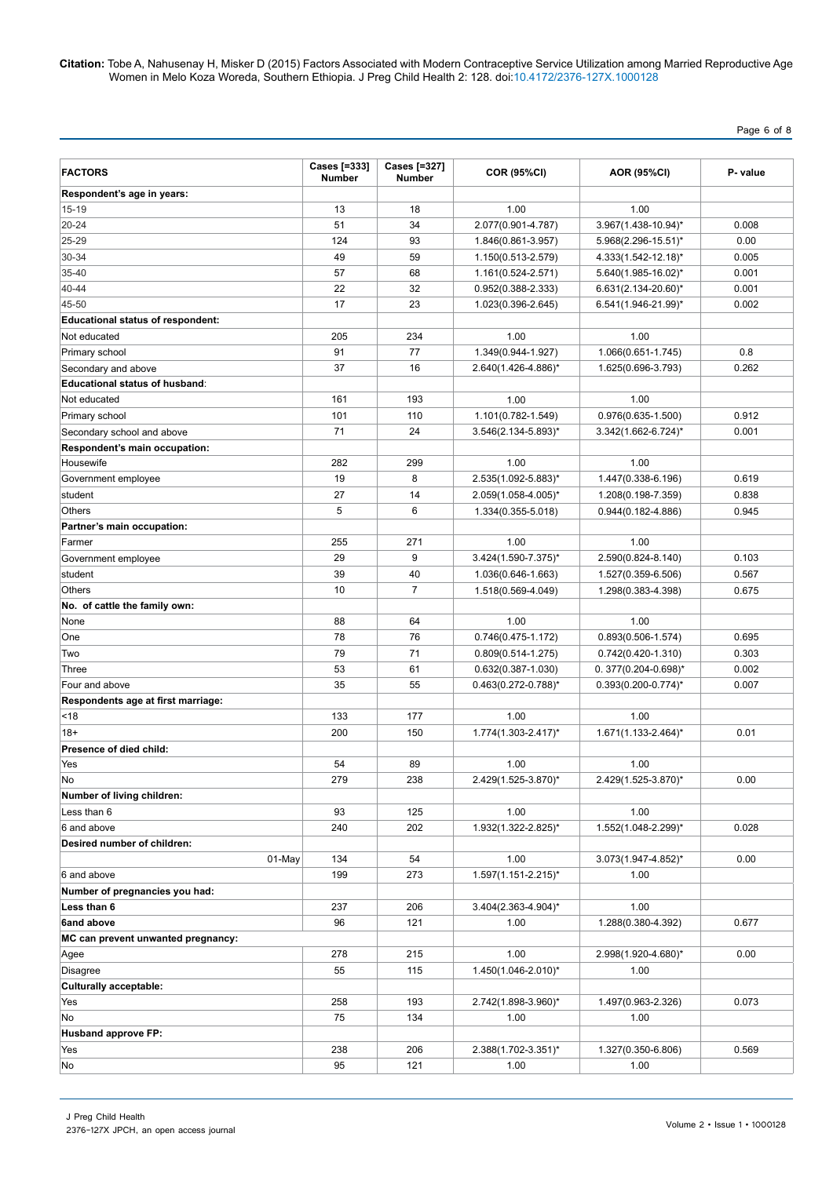| FACTORS | Cases [=333] Number | Cases [=327] Number | COR (95%CI) | AOR (95%CI) | P- value |
|---|---|---|---|---|---|
| **Respondent's age in years:** | | | | | |
| 15-19 | 13 | 18 | 1.00 | 1.00 | |
| 20-24 | 51 | 34 | 2.077(0.901-4.787) | 3.967(1.438-10.94)* | 0.008 |
| 25-29 | 124 | 93 | 1.846(0.861-3.957) | 5.968(2.296-15.51)* | 0.00 |
| 30-34 | 49 | 59 | 1.150(0.513-2.579) | 4.333(1.542-12.18)* | 0.005 |
| 35-40 | 57 | 68 | 1.161(0.524-2.571) | 5.640(1.985-16.02)* | 0.001 |
| 40-44 | 22 | 32 | 0.952(0.388-2.333) | 6.631(2.134-20.60)* | 0.001 |
| 45-50 | 17 | 23 | 1.023(0.396-2.645) | 6.541(1.946-21.99)* | 0.002 |
| **Educational status of respondent:** | | | | | |
| Not educated | 205 | 234 | 1.00 | 1.00 | |
| Primary school | 91 | 77 | 1.349(0.944-1.927) | 1.066(0.651-1.745) | 0.8 |
| Secondary and above | 37 | 16 | 2.640(1.426-4.886)* | 1.625(0.696-3.793) | 0.262 |
| **Educational status of husband**: | | | | | |
| Not educated | 161 | 193 | 1.00 | 1.00 | |
| Primary school | 101 | 110 | 1.101(0.782-1.549) | 0.976(0.635-1.500) | 0.912 |
| Secondary school and above | 71 | 24 | 3.546(2.134-5.893)* | 3.342(1.662-6.724)* | 0.001 |
| **Respondent's main occupation:** | | | | | |
| Housewife | 282 | 299 | 1.00 | 1.00 | |
| Government employee | 19 | 8 | 2.535(1.092-5.883)* | 1.447(0.338-6.196) | 0.619 |
| student | 27 | 14 | 2.059(1.058-4.005)* | 1.208(0.198-7.359) | 0.838 |
| Others | 5 | 6 | 1.334(0.355-5.018) | 0.944(0.182-4.886) | 0.945 |
| **Partner's main occupation:** | | | | | |
| Farmer | 255 | 271 | 1.00 | 1.00 | |
| Government employee | 29 | 9 | 3.424(1.590-7.375)* | 2.590(0.824-8.140) | 0.103 |
| student | 39 | 40 | 1.036(0.646-1.663) | 1.527(0.359-6.506) | 0.567 |
| Others | 10 | 7 | 1.518(0.569-4.049) | 1.298(0.383-4.398) | 0.675 |
| **No. of cattle the family own:** | | | | | |
| None | 88 | 64 | 1.00 | 1.00 | |
| One | 78 | 76 | 0.746(0.475-1.172) | 0.893(0.506-1.574) | 0.695 |
| Two | 79 | 71 | 0.809(0.514-1.275) | 0.742(0.420-1.310) | 0.303 |
| Three | 53 | 61 | 0.632(0.387-1.030) | 0. 377(0.204-0.698)* | 0.002 |
| Four and above | 35 | 55 | 0.463(0.272-0.788)* | 0.393(0.200-0.774)* | 0.007 |
| **Respondents age at first marriage:** | | | | | |
| <18 | 133 | 177 | 1.00 | 1.00 | |
| 18+ | 200 | 150 | 1.774(1.303-2.417)* | 1.671(1.133-2.464)* | 0.01 |
| **Presence of died child:** | | | | | |
| Yes | 54 | 89 | 1.00 | 1.00 | |
| No | 279 | 238 | 2.429(1.525-3.870)* | 2.429(1.525-3.870)* | 0.00 |
| **Number of living children:** | | | | | |
| Less than 6 | 93 | 125 | 1.00 | 1.00 | |
| 6 and above | 240 | 202 | 1.932(1.322-2.825)* | 1.552(1.048-2.299)* | 0.028 |
| **Desired number of children:** | | | | | |
| 01-May | 134 | 54 | 1.00 | 3.073(1.947-4.852)* | 0.00 |
| 6 and above | 199 | 273 | 1.597(1.151-2.215)* | 1.00 | |
| **Number of pregnancies you had:** | | | | | |
| **Less than 6** | 237 | 206 | 3.404(2.363-4.904)* | 1.00 | |
| **6and above** | 96 | 121 | 1.00 | 1.288(0.380-4.392) | 0.677 |
| **MC can prevent unwanted pregnancy:** | | | | | |
| Agee | 278 | 215 | 1.00 | 2.998(1.920-4.680)* | 0.00 |
| Disagree | 55 | 115 | 1.450(1.046-2.010)* | 1.00 | |
| **Culturally acceptable:** | | | | | |
| Yes | 258 | 193 | 2.742(1.898-3.960)* | 1.497(0.963-2.326) | 0.073 |
| No | 75 | 134 | 1.00 | 1.00 | |
| **Husband approve FP:** | | | | | |
| Yes | 238 | 206 | 2.388(1.702-3.351)* | 1.327(0.350-6.806) | 0.569 |
| No | 95 | 121 | 1.00 | 1.00 | |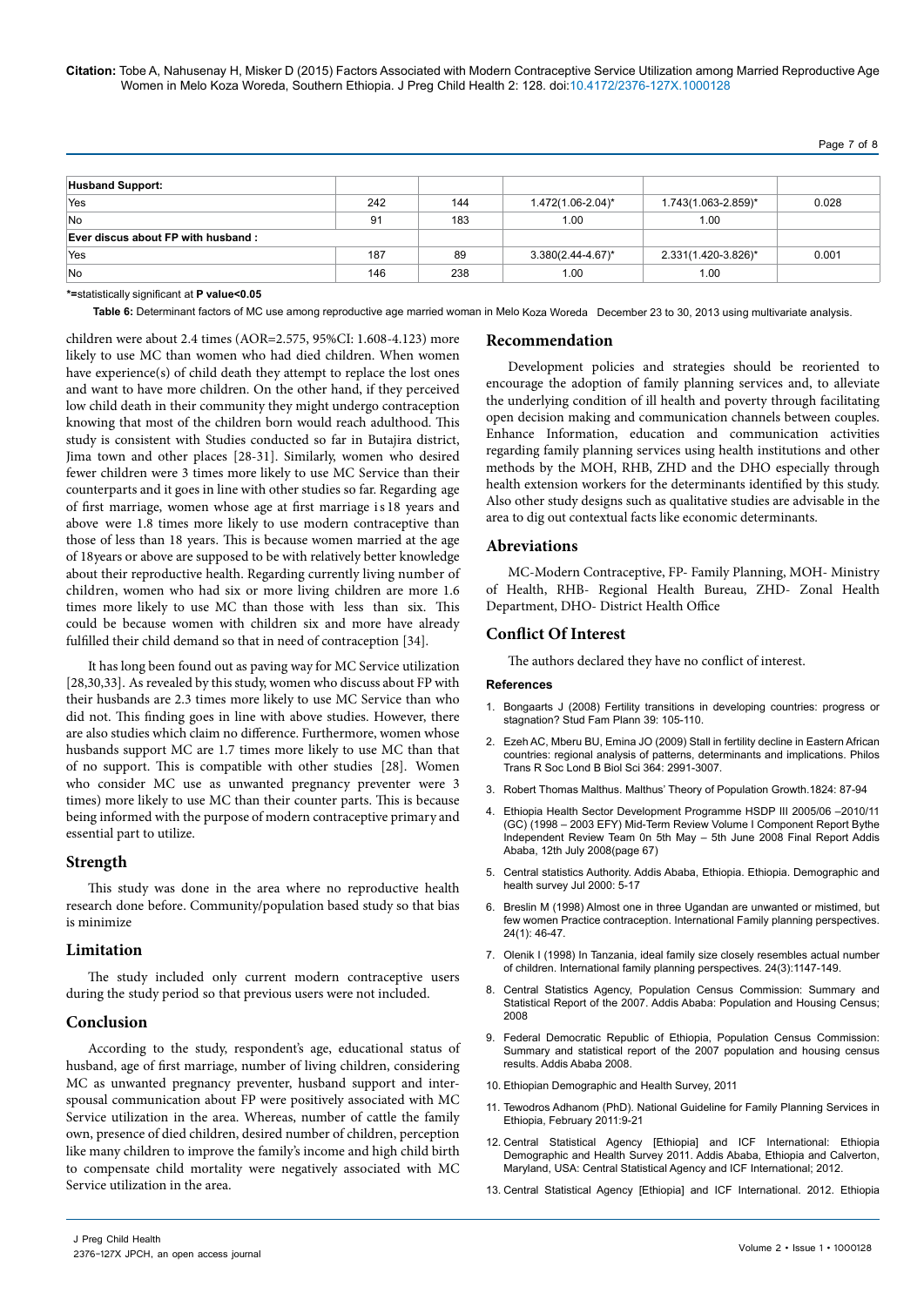| | | | | | |
|---|---|---|---|---|---|
| **Husband Support:** | | | | | |
| Yes | 242 | 144 | 1.472(1.06-2.04)* | 1.743(1.063-2.859)* | 0.028 |
| No | 91 | 183 | 1.00 | 1.00 | |
| **Ever discus about FP with husband :** | | | | | |
| Yes | 187 | 89 | 3.380(2.44-4.67)* | 2.331(1.420-3.826)* | 0.001 |
| No | 146 | 238 | 1.00 | 1.00 | |

*=statistically significant at **P value<0.05**

**Table 6:** Determinant factors of MC use among reproductive age married woman in Melo Koza Woreda December 23 to 30, 2013 using multivariate analysis.

children were about 2.4 times (AOR=2.575, 95%CI: 1.608-4.123) more likely to use MC than women who had died children. When women have experience(s) of child death they attempt to replace the lost ones and want to have more children. On the other hand, if they perceived low child death in their community they might undergo contraception knowing that most of the children born would reach adulthood. This study is consistent with Studies conducted so far in Butajira district, Jima town and other places [28-31]. Similarly, women who desired fewer children were 3 times more likely to use MC Service than their counterparts and it goes in line with other studies so far. Regarding age of first marriage, women whose age at first marriage is 18 years and above were 1.8 times more likely to use modern contraceptive than those of less than 18 years. This is because women married at the age of 18years or above are supposed to be with relatively better knowledge about their reproductive health. Regarding currently living number of children, women who had six or more living children are more 1.6 times more likely to use MC than those with less than six. This could be because women with children six and more have already fulfilled their child demand so that in need of contraception [34].

It has long been found out as paving way for MC Service utilization [28,30,33]. As revealed by this study, women who discuss about FP with their husbands are 2.3 times more likely to use MC Service than who did not. This finding goes in line with above studies. However, there are also studies which claim no difference. Furthermore, women whose husbands support MC are 1.7 times more likely to use MC than that of no support. This is compatible with other studies [28]. Women who consider MC use as unwanted pregnancy preventer were 3 times) more likely to use MC than their counter parts. This is because being informed with the purpose of modern contraceptive primary and essential part to utilize.

## Strength

This study was done in the area where no reproductive health research done before. Community/population based study so that bias is minimize

## Limitation

The study included only current modern contraceptive users during the study period so that previous users were not included.

## Conclusion

According to the study, respondent's age, educational status of husband, age of first marriage, number of living children, considering MC as unwanted pregnancy preventer, husband support and inter-spousal communication about FP were positively associated with MC Service utilization in the area. Whereas, number of cattle the family own, presence of died children, desired number of children, perception like many children to improve the family's income and high child birth to compensate child mortality were negatively associated with MC Service utilization in the area.

## Recommendation

Development policies and strategies should be reoriented to encourage the adoption of family planning services and, to alleviate the underlying condition of ill health and poverty through facilitating open decision making and communication channels between couples. Enhance Information, education and communication activities regarding family planning services using health institutions and other methods by the MOH, RHB, ZHD and the DHO especially through health extension workers for the determinants identified by this study. Also other study designs such as qualitative studies are advisable in the area to dig out contextual facts like economic determinants.

## Abreviations

MC-Modern Contraceptive, FP- Family Planning, MOH- Ministry of Health, RHB- Regional Health Bureau, ZHD- Zonal Health Department, DHO- District Health Office

## Conflict Of Interest

The authors declared they have no conflict of interest.

### References

1. Bongaarts J (2008) Fertility transitions in developing countries: progress or stagnation? Stud Fam Plann 39: 105-110.
2. Ezeh AC, Mberu BU, Emina JO (2009) Stall in fertility decline in Eastern African countries: regional analysis of patterns, determinants and implications. Philos Trans R Soc Lond B Biol Sci 364: 2991-3007.
3. Robert Thomas Malthus. Malthus' Theory of Population Growth.1824: 87-94
4. Ethiopia Health Sector Development Programme HSDP III 2005/06 –2010/11 (GC) (1998 – 2003 EFY) Mid-Term Review Volume I Component Report Bythe Independent Review Team 0n 5th May – 5th June 2008 Final Report Addis Ababa, 12th July 2008(page 67)
5. Central statistics Authority. Addis Ababa, Ethiopia. Ethiopia. Demographic and health survey Jul 2000: 5-17
6. Breslin M (1998) Almost one in three Ugandan are unwanted or mistimed, but few women Practice contraception. International Family planning perspectives. 24(1): 46-47.
7. Olenik I (1998) In Tanzania, ideal family size closely resembles actual number of children. International family planning perspectives. 24(3):1147-149.
8. Central Statistics Agency, Population Census Commission: Summary and Statistical Report of the 2007. Addis Ababa: Population and Housing Census; 2008
9. Federal Democratic Republic of Ethiopia, Population Census Commission: Summary and statistical report of the 2007 population and housing census results. Addis Ababa 2008.
10. Ethiopian Demographic and Health Survey, 2011
11. Tewodros Adhanom (PhD). National Guideline for Family Planning Services in Ethiopia, February 2011:9-21
12. Central Statistical Agency [Ethiopia] and ICF International: Ethiopia Demographic and Health Survey 2011. Addis Ababa, Ethiopia and Calverton, Maryland, USA: Central Statistical Agency and ICF International; 2012.
13. Central Statistical Agency [Ethiopia] and ICF International. 2012. Ethiopia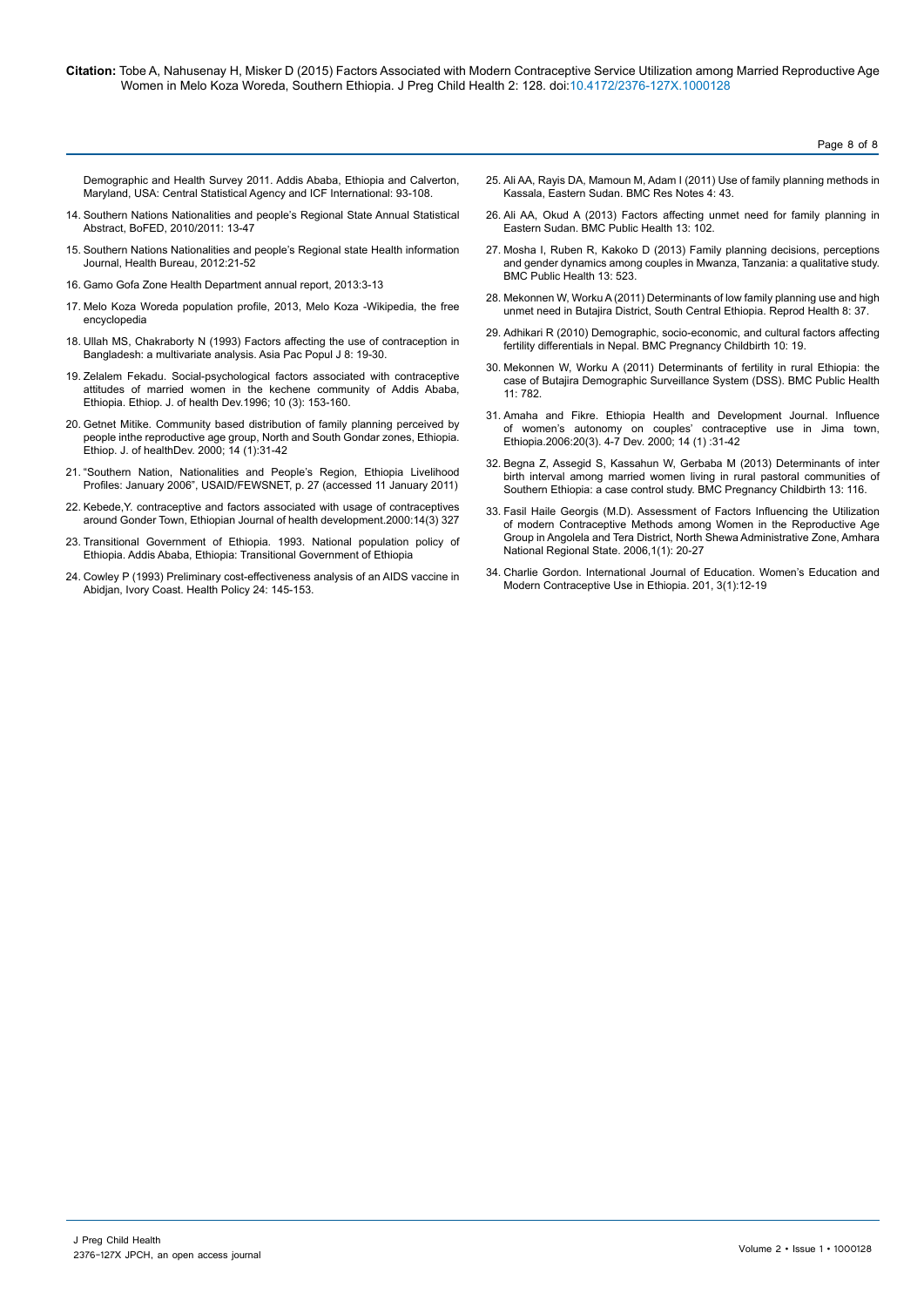Demographic and Health Survey 2011. Addis Ababa, Ethiopia and Calverton, Maryland, USA: Central Statistical Agency and ICF International: 93-108.

14. Southern Nations Nationalities and people's Regional State Annual Statistical Abstract, BoFED, 2010/2011: 13-47
15. Southern Nations Nationalities and people's Regional state Health information Journal, Health Bureau, 2012:21-52
16. Gamo Gofa Zone Health Department annual report, 2013:3-13
17. Melo Koza Woreda population profile, 2013, Melo Koza -Wikipedia, the free encyclopedia
18. Ullah MS, Chakraborty N (1993) Factors affecting the use of contraception in Bangladesh: a multivariate analysis. Asia Pac Popul J 8: 19-30.
19. Zelalem Fekadu. Social-psychological factors associated with contraceptive attitudes of married women in the kechene community of Addis Ababa, Ethiopia. Ethiop. J. of health Dev.1996; 10 (3): 153-160.
20. Getnet Mitike. Community based distribution of family planning perceived by people inthe reproductive age group, North and South Gondar zones, Ethiopia. Ethiop. J. of healthDev. 2000; 14 (1):31-42
21. "Southern Nation, Nationalities and People's Region, Ethiopia Livelihood Profiles: January 2006", USAID/FEWSNET, p. 27 (accessed 11 January 2011)
22. Kebede,Y. contraceptive and factors associated with usage of contraceptives around Gonder Town, Ethiopian Journal of health development.2000:14(3) 327
23. Transitional Government of Ethiopia. 1993. National population policy of Ethiopia. Addis Ababa, Ethiopia: Transitional Government of Ethiopia
24. Cowley P (1993) Preliminary cost-effectiveness analysis of an AIDS vaccine in Abidjan, Ivory Coast. Health Policy 24: 145-153.
25. Ali AA, Rayis DA, Mamoun M, Adam I (2011) Use of family planning methods in Kassala, Eastern Sudan. BMC Res Notes 4: 43.
26. Ali AA, Okud A (2013) Factors affecting unmet need for family planning in Eastern Sudan. BMC Public Health 13: 102.
27. Mosha I, Ruben R, Kakoko D (2013) Family planning decisions, perceptions and gender dynamics among couples in Mwanza, Tanzania: a qualitative study. BMC Public Health 13: 523.
28. Mekonnen W, Worku A (2011) Determinants of low family planning use and high unmet need in Butajira District, South Central Ethiopia. Reprod Health 8: 37.
29. Adhikari R (2010) Demographic, socio-economic, and cultural factors affecting fertility differentials in Nepal. BMC Pregnancy Childbirth 10: 19.
30. Mekonnen W, Worku A (2011) Determinants of fertility in rural Ethiopia: the case of Butajira Demographic Surveillance System (DSS). BMC Public Health 11: 782.
31. Amaha and Fikre. Ethiopia Health and Development Journal. Influence of women's autonomy on couples' contraceptive use in Jima town, Ethiopia.2006:20(3). 4-7 Dev. 2000; 14 (1) :31-42
32. Begna Z, Assegid S, Kassahun W, Gerbaba M (2013) Determinants of inter birth interval among married women living in rural pastoral communities of Southern Ethiopia: a case control study. BMC Pregnancy Childbirth 13: 116.
33. Fasil Haile Georgis (M.D). Assessment of Factors Influencing the Utilization of modern Contraceptive Methods among Women in the Reproductive Age Group in Angolela and Tera District, North Shewa Administrative Zone, Amhara National Regional State. 2006,1(1): 20-27
34. Charlie Gordon. International Journal of Education. Women's Education and Modern Contraceptive Use in Ethiopia. 201, 3(1):12-19